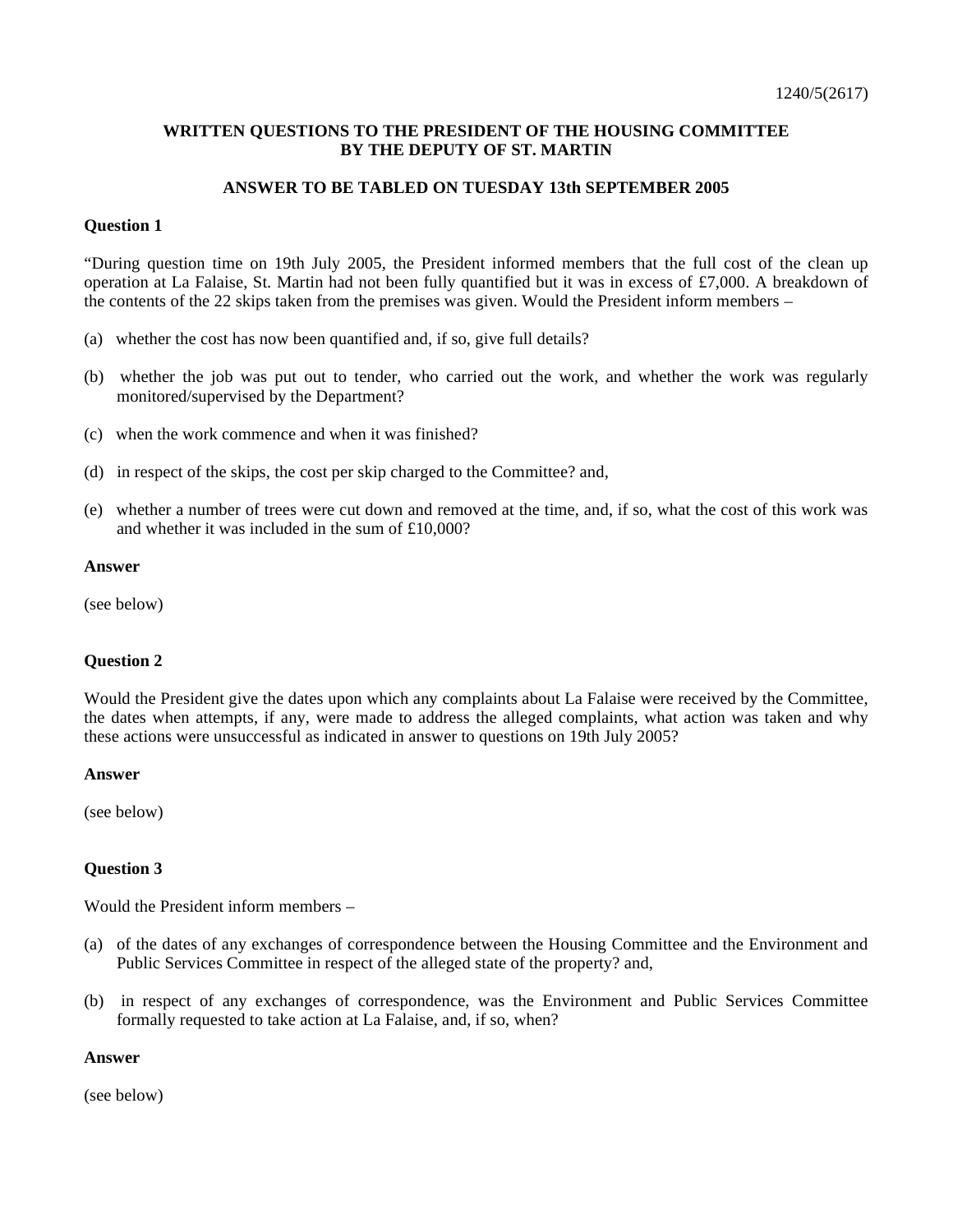1240/5(2617)

**WRITTEN QUESTIONS TO THE PRESIDENT OF THE HOUSING COMMITTEE BY THE DEPUTY OF ST. MARTIN**

**ANSWER TO BE TABLED ON TUESDAY 13th SEPTEMBER 2005**

**Question 1**

"During question time on 19th July 2005, the President informed members that the full cost of the clean up operation at La Falaise, St. Martin had not been fully quantified but it was in excess of £7,000. A breakdown of the contents of the 22 skips taken from the premises was given. Would the President inform members –

(a) whether the cost has now been quantified and, if so, give full details?

(b) whether the job was put out to tender, who carried out the work, and whether the work was regularly monitored/supervised by the Department?

(c) when the work commence and when it was finished?

(d) in respect of the skips, the cost per skip charged to the Committee? and,

(e) whether a number of trees were cut down and removed at the time, and, if so, what the cost of this work was and whether it was included in the sum of £10,000?

**Answer**

(see below)

**Question 2**

Would the President give the dates upon which any complaints about La Falaise were received by the Committee, the dates when attempts, if any, were made to address the alleged complaints, what action was taken and why these actions were unsuccessful as indicated in answer to questions on 19th July 2005?

**Answer**

(see below)

**Question 3**

Would the President inform members –

(a) of the dates of any exchanges of correspondence between the Housing Committee and the Environment and Public Services Committee in respect of the alleged state of the property? and,

(b) in respect of any exchanges of correspondence, was the Environment and Public Services Committee formally requested to take action at La Falaise, and, if so, when?

**Answer**

(see below)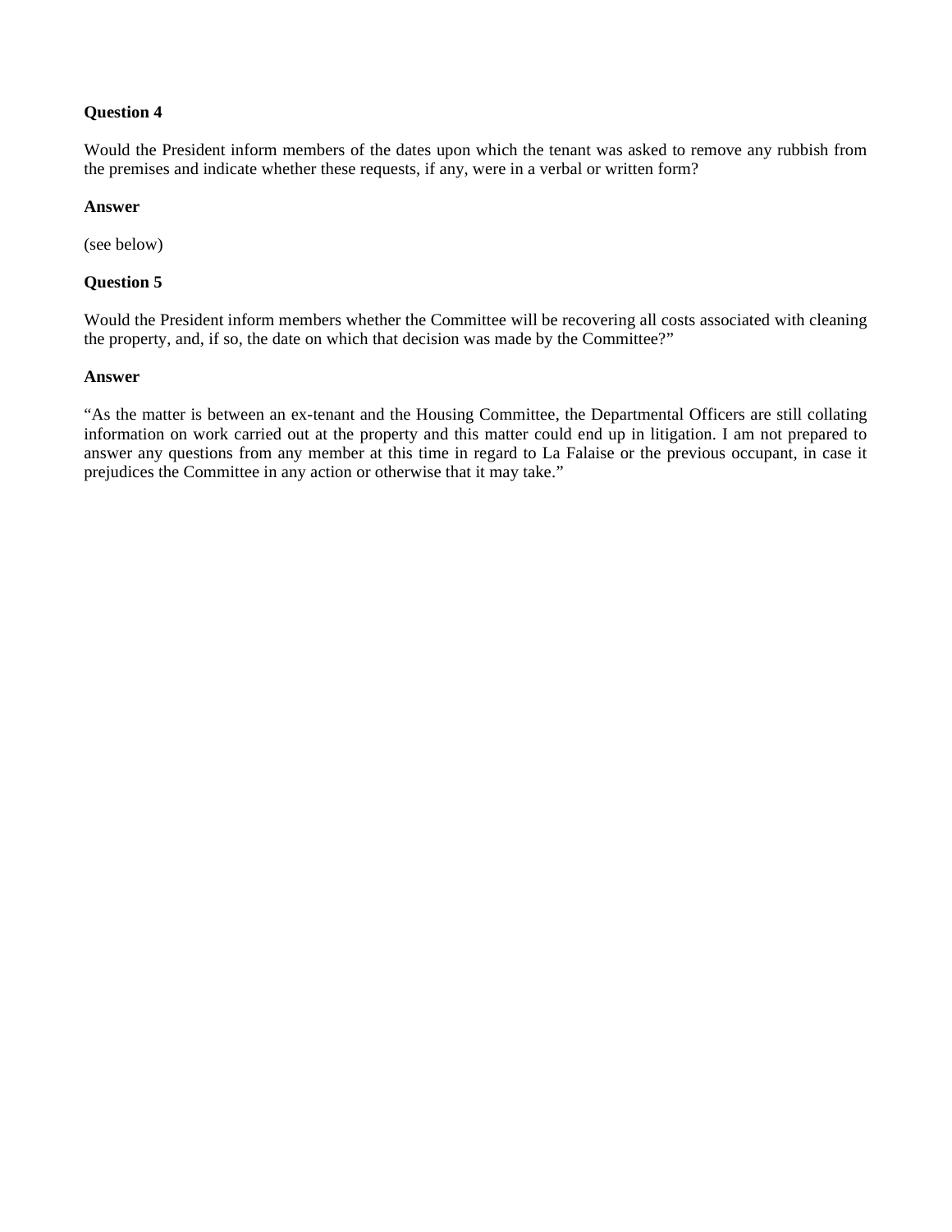**Question 4**

Would the President inform members of the dates upon which the tenant was asked to remove any rubbish from the premises and indicate whether these requests, if any, were in a verbal or written form?

**Answer**

(see below)

**Question 5**

Would the President inform members whether the Committee will be recovering all costs associated with cleaning the property, and, if so, the date on which that decision was made by the Committee?"

**Answer**

"As the matter is between an ex-tenant and the Housing Committee, the Departmental Officers are still collating information on work carried out at the property and this matter could end up in litigation. I am not prepared to answer any questions from any member at this time in regard to La Falaise or the previous occupant, in case it prejudices the Committee in any action or otherwise that it may take."